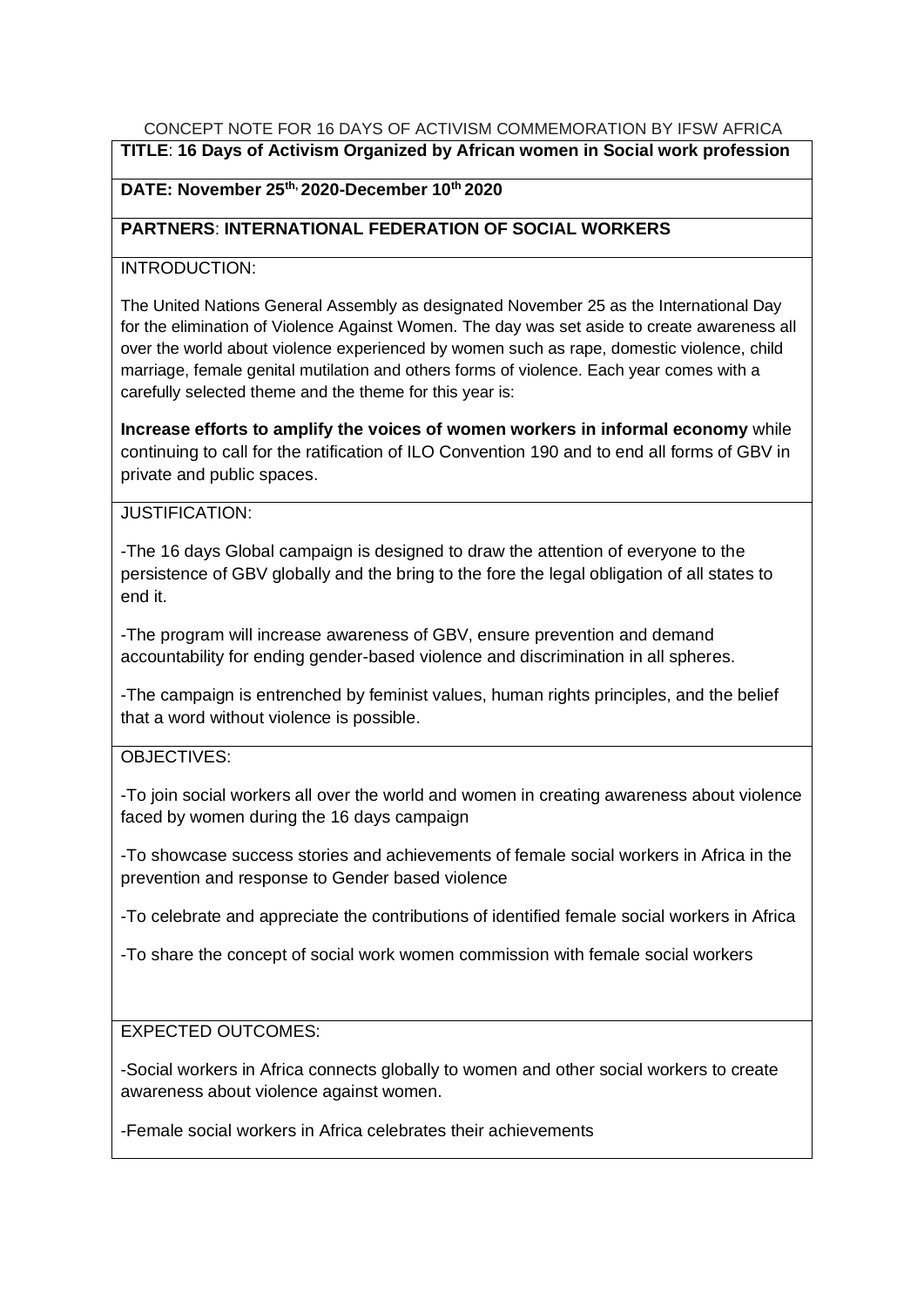CONCEPT NOTE FOR 16 DAYS OF ACTIVISM COMMEMORATION BY IFSW AFRICA

**TITLE**: **16 Days of Activism Organized by African women in Social work profession**

**DATE: November 25th, 2020-December 10th 2020**

**PARTNERS**: **INTERNATIONAL FEDERATION OF SOCIAL WORKERS**

INTRODUCTION:

The United Nations General Assembly as designated November 25 as the International Day for the elimination of Violence Against Women. The day was set aside to create awareness all over the world about violence experienced by women such as rape, domestic violence, child marriage, female genital mutilation and others forms of violence. Each year comes with a carefully selected theme and the theme for this year is:

**Increase efforts to amplify the voices of women workers in informal economy** while continuing to call for the ratification of ILO Convention 190 and to end all forms of GBV in private and public spaces.

JUSTIFICATION:

-The 16 days Global campaign is designed to draw the attention of everyone to the persistence of GBV globally and the bring to the fore the legal obligation of all states to end it.

-The program will increase awareness of GBV, ensure prevention and demand accountability for ending gender-based violence and discrimination in all spheres.

-The campaign is entrenched by feminist values, human rights principles, and the belief that a word without violence is possible.

OBJECTIVES:

-To join social workers all over the world and women in creating awareness about violence faced by women during the 16 days campaign

-To showcase success stories and achievements of female social workers in Africa in the prevention and response to Gender based violence

-To celebrate and appreciate the contributions of identified female social workers in Africa

-To share the concept of social work women commission with female social workers

EXPECTED OUTCOMES:

-Social workers in Africa connects globally to women and other social workers to create awareness about violence against women.

-Female social workers in Africa celebrates their achievements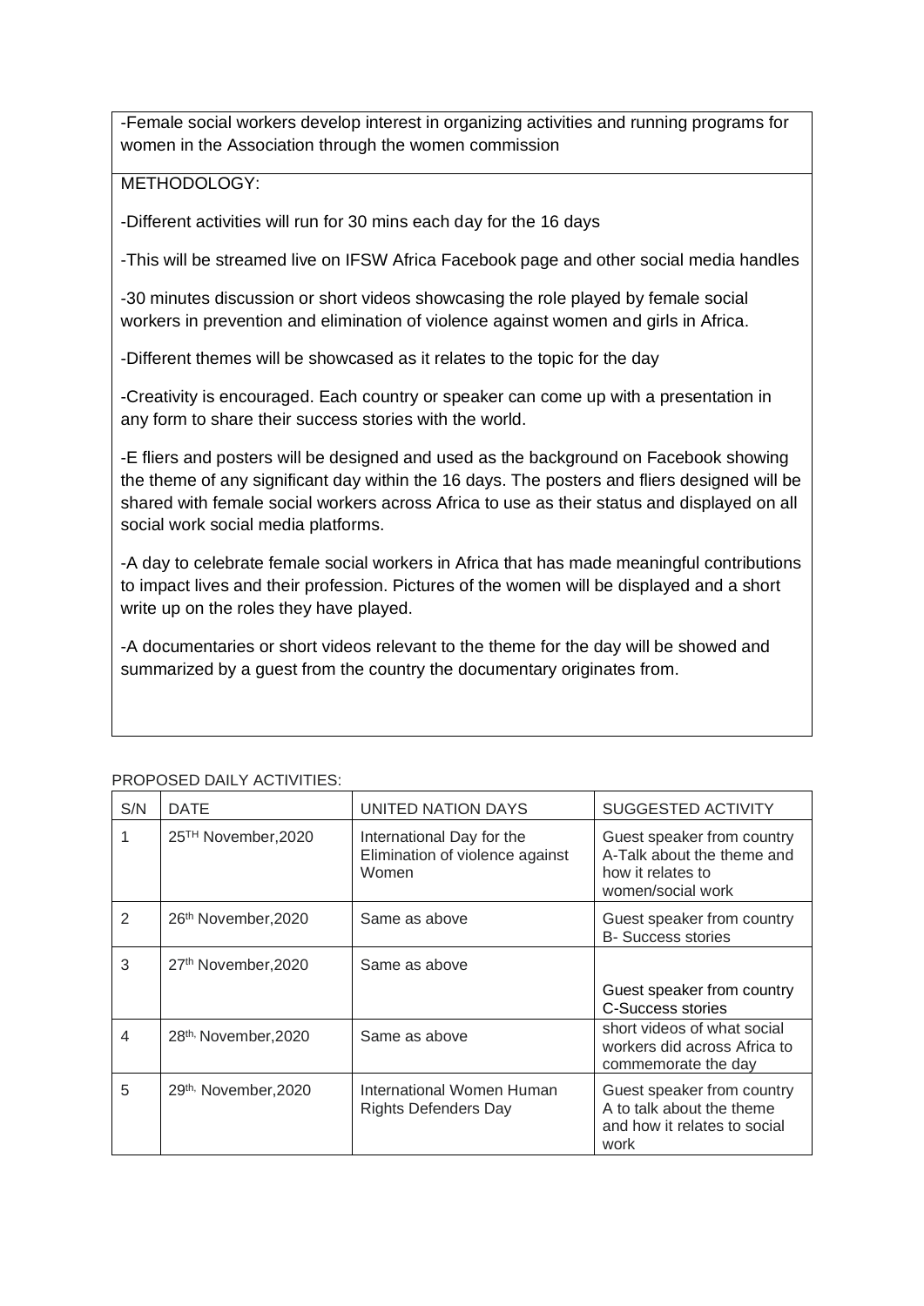-Female social workers develop interest in organizing activities and running programs for women in the Association through the women commission

METHODOLOGY:

-Different activities will run for 30 mins each day for the 16 days

-This will be streamed live on IFSW Africa Facebook page and other social media handles

-30 minutes discussion or short videos showcasing the role played by female social workers in prevention and elimination of violence against women and girls in Africa.

-Different themes will be showcased as it relates to the topic for the day

-Creativity is encouraged. Each country or speaker can come up with a presentation in any form to share their success stories with the world.

-E fliers and posters will be designed and used as the background on Facebook showing the theme of any significant day within the 16 days. The posters and fliers designed will be shared with female social workers across Africa to use as their status and displayed on all social work social media platforms.

-A day to celebrate female social workers in Africa that has made meaningful contributions to impact lives and their profession. Pictures of the women will be displayed and a short write up on the roles they have played.

-A documentaries or short videos relevant to the theme for the day will be showed and summarized by a guest from the country the documentary originates from.

PROPOSED DAILY ACTIVITIES:

| S/N | DATE | UNITED NATION DAYS | SUGGESTED ACTIVITY |
|---|---|---|---|
| 1 | 25TH November,2020 | International Day for the Elimination of violence against Women | Guest speaker from country A-Talk about the theme and how it relates to women/social work |
| 2 | 26th November,2020 | Same as above | Guest speaker from country B- Success stories |
| 3 | 27th November,2020 | Same as above | Guest speaker from country C-Success stories |
| 4 | 28th, November,2020 | Same as above | short videos of what social workers did across Africa to commemorate the day |
| 5 | 29th, November,2020 | International Women Human Rights Defenders Day | Guest speaker from country A to talk about the theme and how it relates to social work |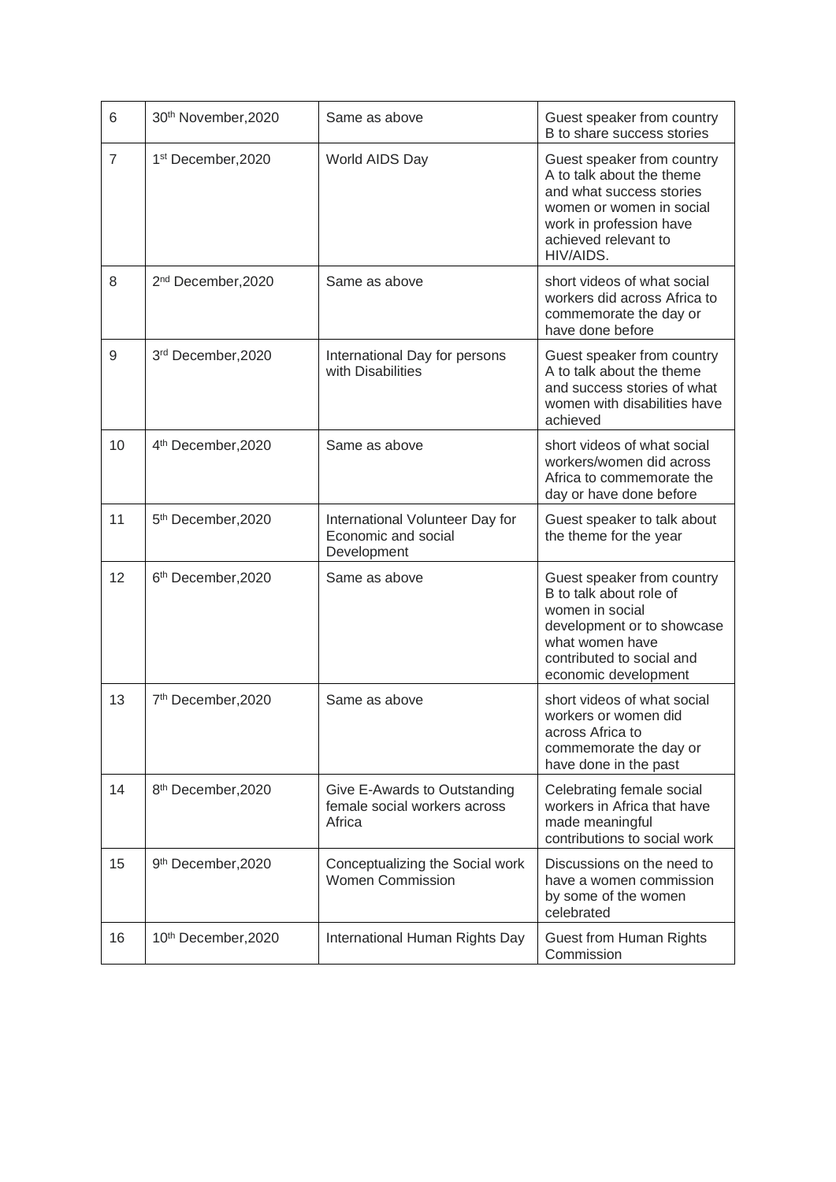| | | | |
|---|---|---|---|
| 6 | 30th November,2020 | Same as above | Guest speaker from country B to share success stories |
| 7 | 1st December,2020 | World AIDS Day | Guest speaker from country A to talk about the theme and what success stories women or women in social work in profession have achieved relevant to HIV/AIDS. |
| 8 | 2nd December,2020 | Same as above | short videos of what social workers did across Africa to commemorate the day or have done before |
| 9 | 3rd December,2020 | International Day for persons with Disabilities | Guest speaker from country A to talk about the theme and success stories of what women with disabilities have achieved |
| 10 | 4th December,2020 | Same as above | short videos of what social workers/women did across Africa to commemorate the day or have done before |
| 11 | 5th December,2020 | International Volunteer Day for Economic and social Development | Guest speaker to talk about the theme for the year |
| 12 | 6th December,2020 | Same as above | Guest speaker from country B to talk about role of women in social development or to showcase what women have contributed to social and economic development |
| 13 | 7th December,2020 | Same as above | short videos of what social workers or women did across Africa to commemorate the day or have done in the past |
| 14 | 8th December,2020 | Give E-Awards to Outstanding female social workers across Africa | Celebrating female social workers in Africa that have made meaningful contributions to social work |
| 15 | 9th December,2020 | Conceptualizing the Social work Women Commission | Discussions on the need to have a women commission by some of the women celebrated |
| 16 | 10th December,2020 | International Human Rights Day | Guest from Human Rights Commission |